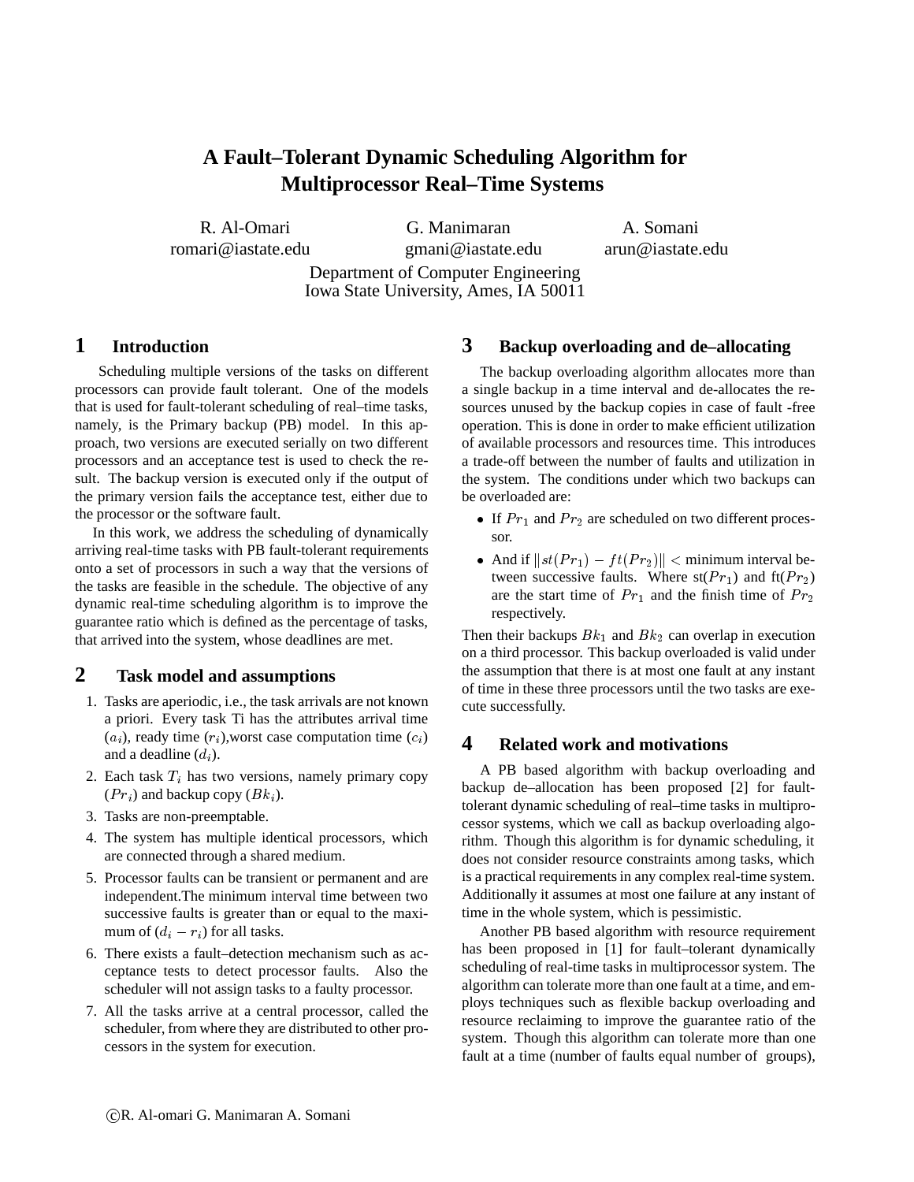// Safety check: This is a standard OCR transcription of an academic paper page; no concerns.

# A Fault–Tolerant Dynamic Scheduling Algorithm for Multiprocessor Real–Time Systems

R. Al-Omari
romari@iastate.edu

G. Manimaran
gmani@iastate.edu

A. Somani
arun@iastate.edu

Department of Computer Engineering
Iowa State University, Ames, IA 50011

## 1 Introduction

Scheduling multiple versions of the tasks on different processors can provide fault tolerant. One of the models that is used for fault-tolerant scheduling of real–time tasks, namely, is the Primary backup (PB) model. In this approach, two versions are executed serially on two different processors and an acceptance test is used to check the result. The backup version is executed only if the output of the primary version fails the acceptance test, either due to the processor or the software fault.

In this work, we address the scheduling of dynamically arriving real-time tasks with PB fault-tolerant requirements onto a set of processors in such a way that the versions of the tasks are feasible in the schedule. The objective of any dynamic real-time scheduling algorithm is to improve the guarantee ratio which is defined as the percentage of tasks, that arrived into the system, whose deadlines are met.

## 2 Task model and assumptions

1. Tasks are aperiodic, i.e., the task arrivals are not known a priori. Every task Ti has the attributes arrival time ($a_i$), ready time ($r_i$),worst case computation time ($c_i$) and a deadline ($d_i$).
2. Each task $T_i$ has two versions, namely primary copy ($Pr_i$) and backup copy ($Bk_i$).
3. Tasks are non-preemptable.
4. The system has multiple identical processors, which are connected through a shared medium.
5. Processor faults can be transient or permanent and are independent.The minimum interval time between two successive faults is greater than or equal to the maximum of $(d_i - r_i)$ for all tasks.
6. There exists a fault–detection mechanism such as acceptance tests to detect processor faults. Also the scheduler will not assign tasks to a faulty processor.
7. All the tasks arrive at a central processor, called the scheduler, from where they are distributed to other processors in the system for execution.

## 3 Backup overloading and de–allocating

The backup overloading algorithm allocates more than a single backup in a time interval and de-allocates the resources unused by the backup copies in case of fault -free operation. This is done in order to make efficient utilization of available processors and resources time. This introduces a trade-off between the number of faults and utilization in the system. The conditions under which two backups can be overloaded are:

- If $Pr_1$ and $Pr_2$ are scheduled on two different processor.
- And if $\|st(Pr_1) - ft(Pr_2)\| <$ minimum interval between successive faults. Where st($Pr_1$) and ft($Pr_2$) are the start time of $Pr_1$ and the finish time of $Pr_2$ respectively.

Then their backups $Bk_1$ and $Bk_2$ can overlap in execution on a third processor. This backup overloaded is valid under the assumption that there is at most one fault at any instant of time in these three processors until the two tasks are execute successfully.

## 4 Related work and motivations

A PB based algorithm with backup overloading and backup de–allocation has been proposed [2] for fault-tolerant dynamic scheduling of real–time tasks in multiprocessor systems, which we call as backup overloading algorithm. Though this algorithm is for dynamic scheduling, it does not consider resource constraints among tasks, which is a practical requirements in any complex real-time system. Additionally it assumes at most one failure at any instant of time in the whole system, which is pessimistic.

Another PB based algorithm with resource requirement has been proposed in [1] for fault–tolerant dynamically scheduling of real-time tasks in multiprocessor system. The algorithm can tolerate more than one fault at a time, and employs techniques such as flexible backup overloading and resource reclaiming to improve the guarantee ratio of the system. Though this algorithm can tolerate more than one fault at a time (number of faults equal number of groups),

©R. Al-omari G. Manimaran A. Somani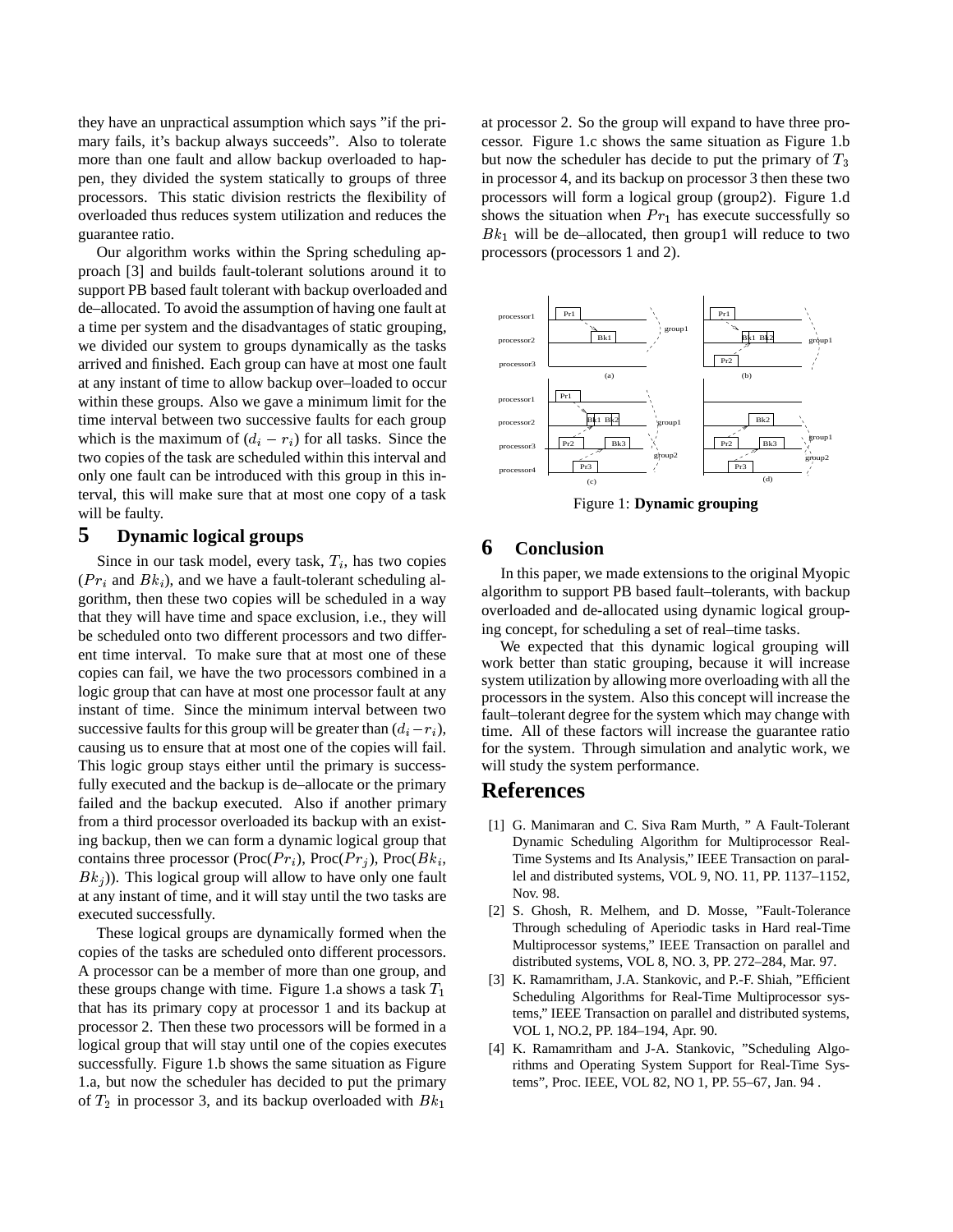they have an unpractical assumption which says "if the primary fails, it's backup always succeeds". Also to tolerate more than one fault and allow backup overloaded to happen, they divided the system statically to groups of three processors. This static division restricts the flexibility of overloaded thus reduces system utilization and reduces the guarantee ratio.

Our algorithm works within the Spring scheduling approach [3] and builds fault-tolerant solutions around it to support PB based fault tolerant with backup overloaded and de–allocated. To avoid the assumption of having one fault at a time per system and the disadvantages of static grouping, we divided our system to groups dynamically as the tasks arrived and finished. Each group can have at most one fault at any instant of time to allow backup over–loaded to occur within these groups. Also we gave a minimum limit for the time interval between two successive faults for each group which is the maximum of $(d_i - r_i)$ for all tasks. Since the two copies of the task are scheduled within this interval and only one fault can be introduced with this group in this interval, this will make sure that at most one copy of a task will be faulty.

## 5 Dynamic logical groups

Since in our task model, every task, $T_i$, has two copies ($Pr_i$ and $Bk_i$), and we have a fault-tolerant scheduling algorithm, then these two copies will be scheduled in a way that they will have time and space exclusion, i.e., they will be scheduled onto two different processors and two different time interval. To make sure that at most one of these copies can fail, we have the two processors combined in a logic group that can have at most one processor fault at any instant of time. Since the minimum interval between two successive faults for this group will be greater than $(d_i - r_i)$, causing us to ensure that at most one of the copies will fail. This logic group stays either until the primary is successfully executed and the backup is de–allocate or the primary failed and the backup executed. Also if another primary from a third processor overloaded its backup with an existing backup, then we can form a dynamic logical group that contains three processor (Proc($Pr_i$), Proc($Pr_j$), Proc($Bk_i$, $Bk_j$)). This logical group will allow to have only one fault at any instant of time, and it will stay until the two tasks are executed successfully.

These logical groups are dynamically formed when the copies of the tasks are scheduled onto different processors. A processor can be a member of more than one group, and these groups change with time. Figure 1.a shows a task $T_1$ that has its primary copy at processor 1 and its backup at processor 2. Then these two processors will be formed in a logical group that will stay until one of the copies executes successfully. Figure 1.b shows the same situation as Figure 1.a, but now the scheduler has decided to put the primary of $T_2$ in processor 3, and its backup overloaded with $Bk_1$ at processor 2. So the group will expand to have three processor. Figure 1.c shows the same situation as Figure 1.b but now the scheduler has decide to put the primary of $T_3$ in processor 4, and its backup on processor 3 then these two processors will form a logical group (group2). Figure 1.d shows the situation when $Pr_1$ has execute successfully so $Bk_1$ will be de–allocated, then group1 will reduce to two processors (processors 1 and 2).

processor1
processor2
processor3
processor4
Pr1
Bk1
Bk2
Pr2
Bk3
Pr3
group1
group2
(a)
(b)
(c)
(d)

Figure 1: **Dynamic grouping**

## 6 Conclusion

In this paper, we made extensions to the original Myopic algorithm to support PB based fault–tolerants, with backup overloaded and de-allocated using dynamic logical grouping concept, for scheduling a set of real–time tasks.

We expected that this dynamic logical grouping will work better than static grouping, because it will increase system utilization by allowing more overloading with all the processors in the system. Also this concept will increase the fault–tolerant degree for the system which may change with time. All of these factors will increase the guarantee ratio for the system. Through simulation and analytic work, we will study the system performance.

# References

[1] G. Manimaran and C. Siva Ram Murth, " A Fault-Tolerant Dynamic Scheduling Algorithm for Multiprocessor Real-Time Systems and Its Analysis," IEEE Transaction on parallel and distributed systems, VOL 9, NO. 11, PP. 1137–1152, Nov. 98.

[2] S. Ghosh, R. Melhem, and D. Mosse, "Fault-Tolerance Through scheduling of Aperiodic tasks in Hard real-Time Multiprocessor systems," IEEE Transaction on parallel and distributed systems, VOL 8, NO. 3, PP. 272–284, Mar. 97.

[3] K. Ramamritham, J.A. Stankovic, and P.-F. Shiah, "Efficient Scheduling Algorithms for Real-Time Multiprocessor systems," IEEE Transaction on parallel and distributed systems, VOL 1, NO.2, PP. 184–194, Apr. 90.

[4] K. Ramamritham and J-A. Stankovic, "Scheduling Algorithms and Operating System Support for Real-Time Systems", Proc. IEEE, VOL 82, NO 1, PP. 55–67, Jan. 94 .